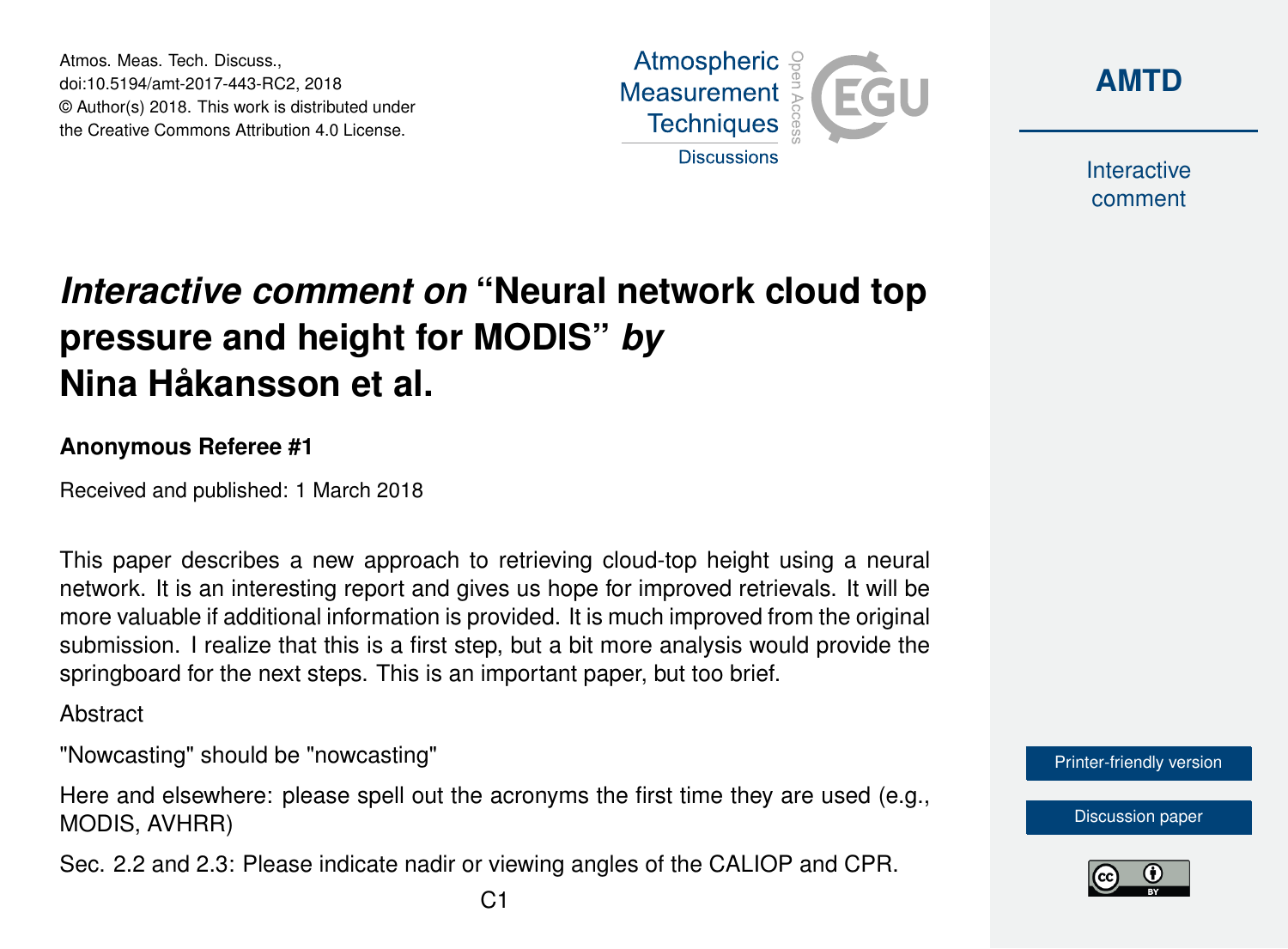# *Interactive comment on* "Neural network cloud top pressure and height for MODIS" *by* Nina Håkansson et al.

**Anonymous Referee #1**

Received and published: 1 March 2018

This paper describes a new approach to retrieving cloud-top height using a neural network. It is an interesting report and gives us hope for improved retrievals. It will be more valuable if additional information is provided. It is much improved from the original submission. I realize that this is a first step, but a bit more analysis would provide the springboard for the next steps. This is an important paper, but too brief.

Abstract

"Nowcasting" should be "nowcasting"

Here and elsewhere: please spell out the acronyms the first time they are used (e.g., MODIS, AVHRR)

Sec. 2.2 and 2.3: Please indicate nadir or viewing angles of the CALIOP and CPR.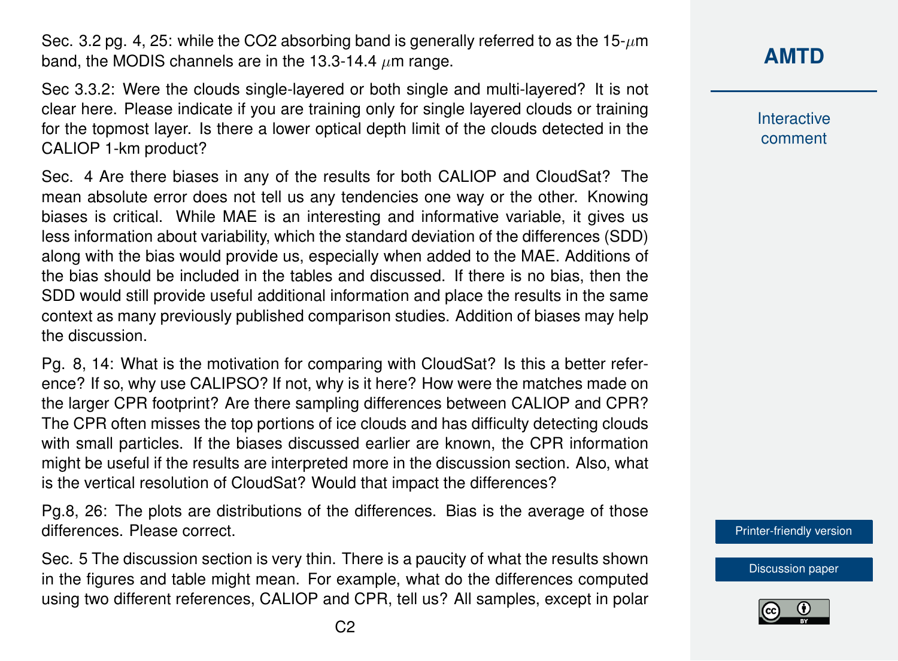Sec. 3.2 pg. 4, 25: while the CO2 absorbing band is generally referred to as the 15-$\mu$m band, the MODIS channels are in the 13.3-14.4 $\mu$m range.

Sec 3.3.2: Were the clouds single-layered or both single and multi-layered? It is not clear here. Please indicate if you are training only for single layered clouds or training for the topmost layer. Is there a lower optical depth limit of the clouds detected in the CALIOP 1-km product?

Sec. 4 Are there biases in any of the results for both CALIOP and CloudSat? The mean absolute error does not tell us any tendencies one way or the other. Knowing biases is critical. While MAE is an interesting and informative variable, it gives us less information about variability, which the standard deviation of the differences (SDD) along with the bias would provide us, especially when added to the MAE. Additions of the bias should be included in the tables and discussed. If there is no bias, then the SDD would still provide useful additional information and place the results in the same context as many previously published comparison studies. Addition of biases may help the discussion.

Pg. 8, 14: What is the motivation for comparing with CloudSat? Is this a better reference? If so, why use CALIPSO? If not, why is it here? How were the matches made on the larger CPR footprint? Are there sampling differences between CALIOP and CPR? The CPR often misses the top portions of ice clouds and has difficulty detecting clouds with small particles. If the biases discussed earlier are known, the CPR information might be useful if the results are interpreted more in the discussion section. Also, what is the vertical resolution of CloudSat? Would that impact the differences?

Pg.8, 26: The plots are distributions of the differences. Bias is the average of those differences. Please correct.

Sec. 5 The discussion section is very thin. There is a paucity of what the results shown in the figures and table might mean. For example, what do the differences computed using two different references, CALIOP and CPR, tell us? All samples, except in polar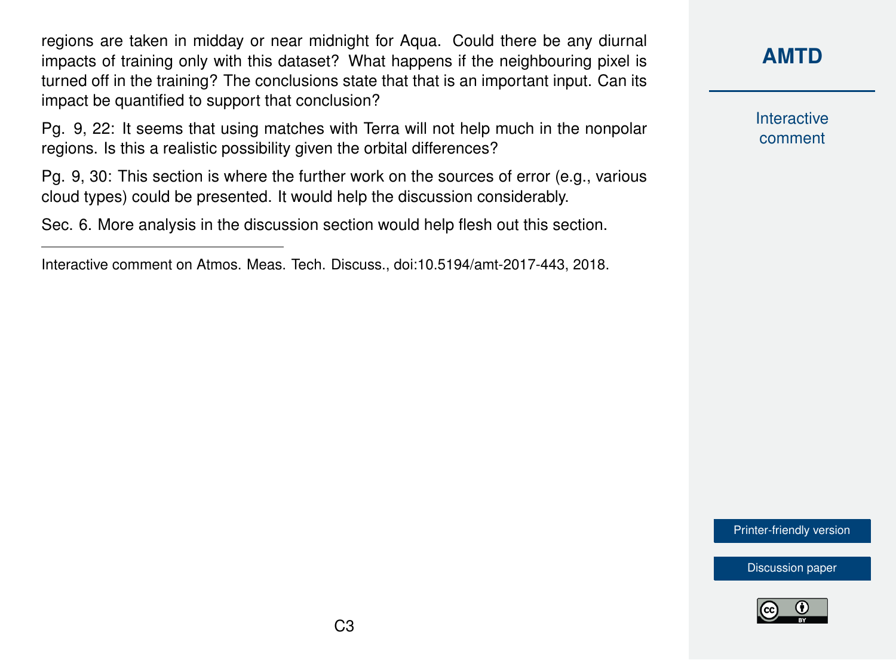regions are taken in midday or near midnight for Aqua. Could there be any diurnal impacts of training only with this dataset? What happens if the neighbouring pixel is turned off in the training? The conclusions state that that is an important input. Can its impact be quantified to support that conclusion?

Pg. 9, 22: It seems that using matches with Terra will not help much in the nonpolar regions. Is this a realistic possibility given the orbital differences?

Pg. 9, 30: This section is where the further work on the sources of error (e.g., various cloud types) could be presented. It would help the discussion considerably.

Sec. 6. More analysis in the discussion section would help flesh out this section.

---

Interactive comment on Atmos. Meas. Tech. Discuss., doi:10.5194/amt-2017-443, 2018.